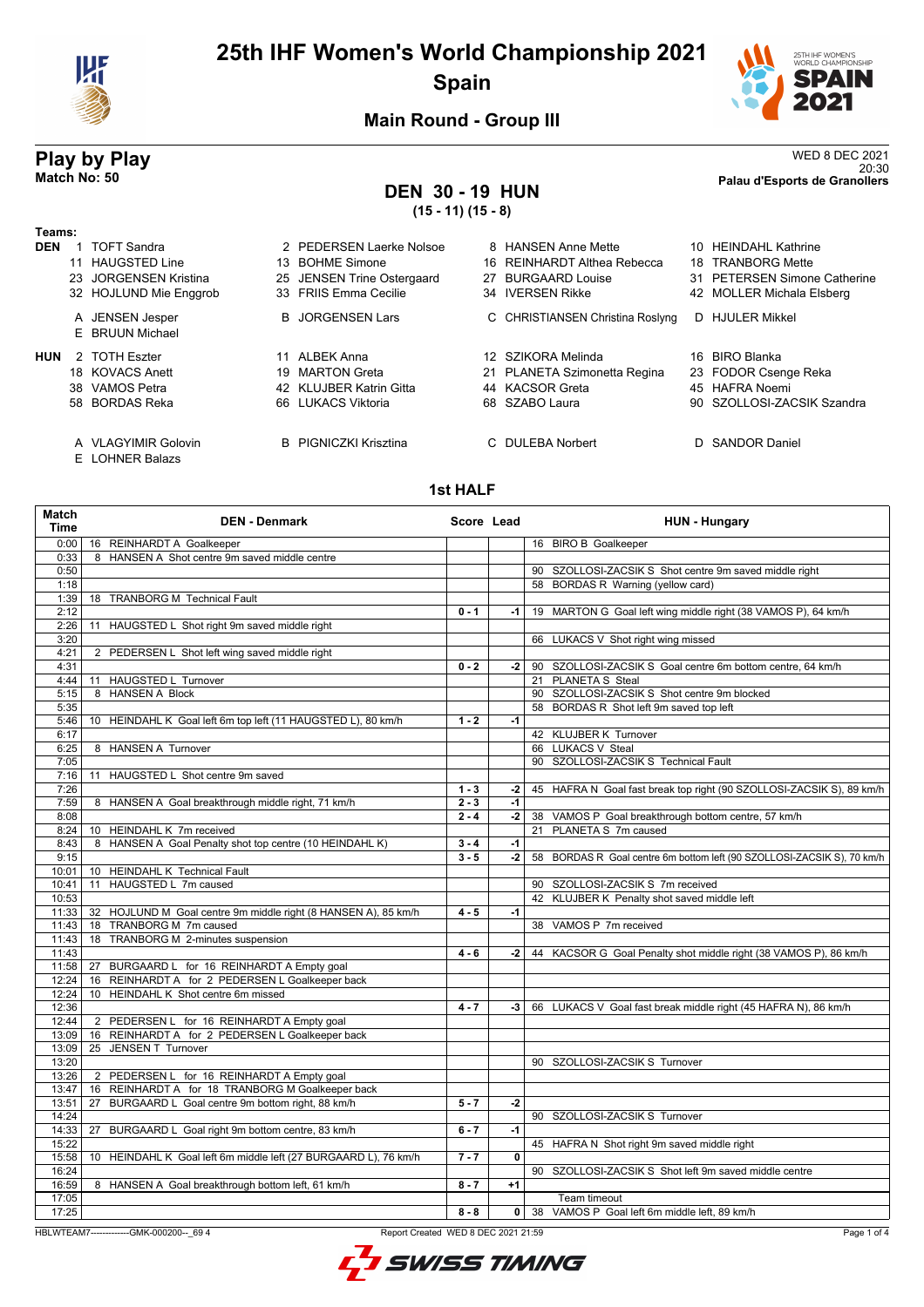# 25th IHF Women's World Championship 2021

## Spain

### Main Round - Group III

## Play by Play

**Match No: 50**

WED 8 DEC 2021
20:30
**Palau d'Esports de Granollers**

## DEN 30 - 19 HUN

**(15 - 11) (15 - 8)**

**Teams:**

**DEN**
1 TOFT Sandra, 2 PEDERSEN Laerke Nolsoe, 8 HANSEN Anne Mette, 10 HEINDAHL Kathrine, 11 HAUGSTED Line, 13 BOHME Simone, 16 REINHARDT Althea Rebecca, 18 TRANBORG Mette, 23 JORGENSEN Kristina, 25 JENSEN Trine Ostergaard, 27 BURGAARD Louise, 31 PETERSEN Simone Catherine, 32 HOJLUND Mie Enggrob, 33 FRIIS Emma Cecilie, 34 IVERSEN Rikke, 42 MOLLER Michala Elsberg

A JENSEN Jesper, B JORGENSEN Lars, C CHRISTIANSEN Christina Roslyng, D HJULER Mikkel, E BRUUN Michael

**HUN**
2 TOTH Eszter, 11 ALBEK Anna, 12 SZIKORA Melinda, 16 BIRO Blanka, 18 KOVACS Anett, 19 MARTON Greta, 21 PLANETA Szimonetta Regina, 23 FODOR Csenge Reka, 38 VAMOS Petra, 42 KLUJBER Katrin Gitta, 44 KACSOR Greta, 45 HAFRA Noemi, 58 BORDAS Reka, 66 LUKACS Viktoria, 68 SZABO Laura, 90 SZOLLOSI-ZACSIK Szandra

A VLAGYIMIR Golovin, B PIGNICZKI Krisztina, C DULEBA Norbert, D SANDOR Daniel, E LOHNER Balazs

### 1st HALF

| Match Time | DEN - Denmark | Score | Lead | HUN - Hungary |
|---|---|---|---|---|
| 0:00 | 16 REINHARDT A Goalkeeper | | | 16 BIRO B Goalkeeper |
| 0:33 | 8 HANSEN A Shot centre 9m saved middle centre | | | |
| 0:50 | | | | 90 SZOLLOSI-ZACSIK S Shot centre 9m saved middle right |
| 1:18 | | | | 58 BORDAS R Warning (yellow card) |
| 1:39 | 18 TRANBORG M Technical Fault | | | |
| 2:12 | | 0 - 1 | -1 | 19 MARTON G Goal left wing middle right (38 VAMOS P), 64 km/h |
| 2:26 | 11 HAUGSTED L Shot right 9m saved middle right | | | |
| 3:20 | | | | 66 LUKACS V Shot right wing missed |
| 4:21 | 2 PEDERSEN L Shot left wing saved middle right | | | |
| 4:31 | | 0 - 2 | -2 | 90 SZOLLOSI-ZACSIK S Goal centre 6m bottom centre, 64 km/h |
| 4:44 | 11 HAUGSTED L Turnover | | | 21 PLANETA S Steal |
| 5:15 | 8 HANSEN A Block | | | 90 SZOLLOSI-ZACSIK S Shot centre 9m blocked |
| 5:35 | | | | 58 BORDAS R Shot left 9m saved top left |
| 5:46 | 10 HEINDAHL K Goal left 6m top left (11 HAUGSTED L), 80 km/h | 1 - 2 | -1 | |
| 6:17 | | | | 42 KLUJBER K Turnover |
| 6:25 | 8 HANSEN A Turnover | | | 66 LUKACS V Steal |
| 7:05 | | | | 90 SZOLLOSI-ZACSIK S Technical Fault |
| 7:16 | 11 HAUGSTED L Shot centre 9m saved | | | |
| 7:26 | | 1 - 3 | -2 | 45 HAFRA N Goal fast break top right (90 SZOLLOSI-ZACSIK S), 89 km/h |
| 7:59 | 8 HANSEN A Goal breakthrough middle right, 71 km/h | 2 - 3 | -1 | |
| 8:08 | | 2 - 4 | -2 | 38 VAMOS P Goal breakthrough bottom centre, 57 km/h |
| 8:24 | 10 HEINDAHL K 7m received | | | 21 PLANETA S 7m caused |
| 8:43 | 8 HANSEN A Goal Penalty shot top centre (10 HEINDAHL K) | 3 - 4 | -1 | |
| 9:15 | | 3 - 5 | -2 | 58 BORDAS R Goal centre 6m bottom left (90 SZOLLOSI-ZACSIK S), 70 km/h |
| 10:01 | 10 HEINDAHL K Technical Fault | | | |
| 10:41 | 11 HAUGSTED L 7m caused | | | 90 SZOLLOSI-ZACSIK S 7m received |
| 10:53 | | | | 42 KLUJBER K Penalty shot saved middle left |
| 11:33 | 32 HOJLUND M Goal centre 9m middle right (8 HANSEN A), 85 km/h | 4 - 5 | -1 | |
| 11:43 | 18 TRANBORG M 7m caused | | | 38 VAMOS P 7m received |
| 11:43 | 18 TRANBORG M 2-minutes suspension | | | |
| 11:43 | | 4 - 6 | -2 | 44 KACSOR G Goal Penalty shot middle right (38 VAMOS P), 86 km/h |
| 11:58 | 27 BURGAARD L for 16 REINHARDT A Empty goal | | | |
| 12:24 | 16 REINHARDT A for 2 PEDERSEN L Goalkeeper back | | | |
| 12:24 | 10 HEINDAHL K Shot centre 6m missed | | | |
| 12:36 | | 4 - 7 | -3 | 66 LUKACS V Goal fast break middle right (45 HAFRA N), 86 km/h |
| 12:44 | 2 PEDERSEN L for 16 REINHARDT A Empty goal | | | |
| 13:09 | 16 REINHARDT A for 2 PEDERSEN L Goalkeeper back | | | |
| 13:09 | 25 JENSEN T Turnover | | | |
| 13:20 | | | | 90 SZOLLOSI-ZACSIK S Turnover |
| 13:26 | 2 PEDERSEN L for 16 REINHARDT A Empty goal | | | |
| 13:47 | 16 REINHARDT A for 18 TRANBORG M Goalkeeper back | | | |
| 13:51 | 27 BURGAARD L Goal centre 9m bottom right, 88 km/h | 5 - 7 | -2 | |
| 14:24 | | | | 90 SZOLLOSI-ZACSIK S Turnover |
| 14:33 | 27 BURGAARD L Goal right 9m bottom centre, 83 km/h | 6 - 7 | -1 | |
| 15:22 | | | | 45 HAFRA N Shot right 9m saved middle right |
| 15:58 | 10 HEINDAHL K Goal left 6m middle left (27 BURGAARD L), 76 km/h | 7 - 7 | 0 | |
| 16:24 | | | | 90 SZOLLOSI-ZACSIK S Shot left 9m saved middle centre |
| 16:59 | 8 HANSEN A Goal breakthrough bottom left, 61 km/h | 8 - 7 | +1 | |
| 17:05 | | | | Team timeout |
| 17:25 | | 8 - 8 | 0 | 38 VAMOS P Goal left 6m middle left, 89 km/h |

HBLWTEAM7-------------GMK-000200--_69 4 Report Created WED 8 DEC 2021 21:59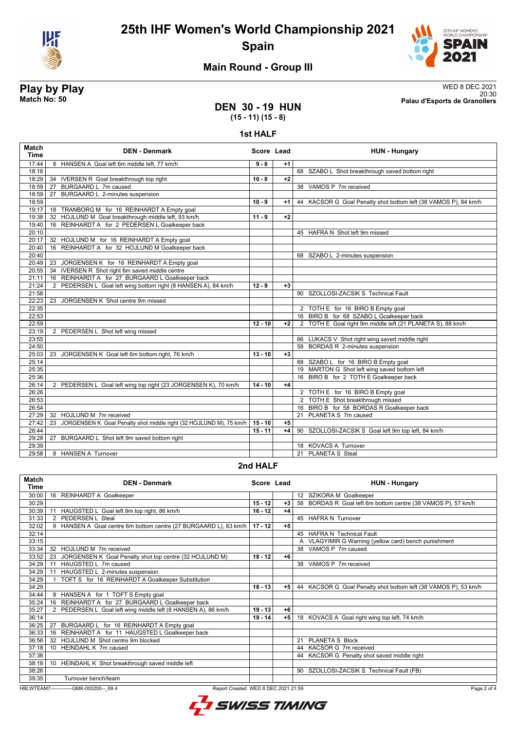# 25th IHF Women's World Championship 2021

## Spain

### Main Round - Group III

**Play by Play**
**Match No: 50**

WED 8 DEC 2021
20:30
**Palau d'Esports de Granollers**

## DEN 30 - 19 HUN
**(15 - 11) (15 - 8)**

### 1st HALF

| Match Time | DEN - Denmark | Score | Lead | HUN - Hungary |
|---|---|---|---|---|
| 17:44 | 8 HANSEN A Goal left 6m middle left, 77 km/h | 9 - 8 | +1 | |
| 18:16 | | | | 68 SZABO L Shot breakthrough saved bottom right |
| 18:29 | 34 IVERSEN R Goal breakthrough top right | 10 - 8 | +2 | |
| 18:59 | 27 BURGAARD L 7m caused | | | 38 VAMOS P 7m received |
| 18:59 | 27 BURGAARD L 2-minutes suspension | | | |
| 18:59 | | 10 - 9 | +1 | 44 KACSOR G Goal Penalty shot bottom left (38 VAMOS P), 84 km/h |
| 19:17 | 18 TRANBORG M for 16 REINHARDT A Empty goal | | | |
| 19:38 | 32 HOJLUND M Goal breakthrough middle left, 93 km/h | 11 - 9 | +2 | |
| 19:40 | 16 REINHARDT A for 2 PEDERSEN L Goalkeeper back | | | |
| 20:10 | | | | 45 HAFRA N Shot left 9m missed |
| 20:17 | 32 HOJLUND M for 16 REINHARDT A Empty goal | | | |
| 20:40 | 16 REINHARDT A for 32 HOJLUND M Goalkeeper back | | | |
| 20:40 | | | | 68 SZABO L 2-minutes suspension |
| 20:49 | 23 JORGENSEN K for 16 REINHARDT A Empty goal | | | |
| 20:55 | 34 IVERSEN R Shot right 6m saved middle centre | | | |
| 21:11 | 16 REINHARDT A for 27 BURGAARD L Goalkeeper back | | | |
| 21:24 | 2 PEDERSEN L Goal left wing bottom right (8 HANSEN A), 84 km/h | 12 - 9 | +3 | |
| 21:58 | | | | 90 SZOLLOSI-ZACSIK S Technical Fault |
| 22:23 | 23 JORGENSEN K Shot centre 9m missed | | | |
| 22:35 | | | | 2 TOTH E for 16 BIRO B Empty goal |
| 22:53 | | | | 16 BIRO B for 68 SZABO L Goalkeeper back |
| 22:59 | | 12 - 10 | +2 | 2 TOTH E Goal right 9m middle left (21 PLANETA S), 88 km/h |
| 23:19 | 2 PEDERSEN L Shot left wing missed | | | |
| 23:55 | | | | 66 LUKACS V Shot right wing saved middle right |
| 24:50 | | | | 58 BORDAS R 2-minutes suspension |
| 25:03 | 23 JORGENSEN K Goal left 6m bottom right, 76 km/h | 13 - 10 | +3 | |
| 25:14 | | | | 68 SZABO L for 16 BIRO B Empty goal |
| 25:35 | | | | 19 MARTON G Shot left wing saved bottom left |
| 25:36 | | | | 16 BIRO B for 2 TOTH E Goalkeeper back |
| 26:14 | 2 PEDERSEN L Goal left wing top right (23 JORGENSEN K), 70 km/h | 14 - 10 | +4 | |
| 26:26 | | | | 2 TOTH E for 16 BIRO B Empty goal |
| 26:53 | | | | 2 TOTH E Shot breakthrough missed |
| 26:54 | | | | 16 BIRO B for 58 BORDAS R Goalkeeper back |
| 27:29 | 32 HOJLUND M 7m received | | | 21 PLANETA S 7m caused |
| 27:42 | 23 JORGENSEN K Goal Penalty shot middle right (32 HOJLUND M), 75 km/h | 15 - 10 | +5 | |
| 28:44 | | 15 - 11 | +4 | 90 SZOLLOSI-ZACSIK S Goal left 9m top left, 84 km/h |
| 29:28 | 27 BURGAARD L Shot left 9m saved bottom right | | | |
| 29:39 | | | | 18 KOVACS A Turnover |
| 29:58 | 8 HANSEN A Turnover | | | 21 PLANETA S Steal |

### 2nd HALF

| Match Time | DEN - Denmark | Score | Lead | HUN - Hungary |
|---|---|---|---|---|
| 30:00 | 16 REINHARDT A Goalkeeper | | | 12 SZIKORA M Goalkeeper |
| 30:29 | | 15 - 12 | +3 | 58 BORDAS R Goal left 6m bottom centre (38 VAMOS P), 57 km/h |
| 30:39 | 11 HAUGSTED L Goal left 9m top right, 86 km/h | 16 - 12 | +4 | |
| 31:33 | 2 PEDERSEN L Steal | | | 45 HAFRA N Turnover |
| 32:02 | 8 HANSEN A Goal centre 6m bottom centre (27 BURGAARD L), 83 km/h | 17 - 12 | +5 | |
| 32:14 | | | | 45 HAFRA N Technical Fault |
| 33:15 | | | | A VLAGYIMIR G Warning (yellow card) bench punishment |
| 33:34 | 32 HOJLUND M 7m received | | | 38 VAMOS P 7m caused |
| 33:52 | 23 JORGENSEN K Goal Penalty shot top centre (32 HOJLUND M) | 18 - 12 | +6 | |
| 34:29 | 11 HAUGSTED L 7m caused | | | 38 VAMOS P 7m received |
| 34:29 | 11 HAUGSTED L 2-minutes suspension | | | |
| 34:29 | 1 TOFT S for 16 REINHARDT A Goalkeeper Substitution | | | |
| 34:29 | | 18 - 13 | +5 | 44 KACSOR G Goal Penalty shot bottom left (38 VAMOS P), 53 km/h |
| 34:44 | 8 HANSEN A for 1 TOFT S Empty goal | | | |
| 35:24 | 16 REINHARDT A for 27 BURGAARD L Goalkeeper back | | | |
| 35:27 | 2 PEDERSEN L Goal left wing middle left (8 HANSEN A), 86 km/h | 19 - 13 | +6 | |
| 36:14 | | 19 - 14 | +5 | 18 KOVACS A Goal right wing top left, 74 km/h |
| 36:25 | 27 BURGAARD L for 16 REINHARDT A Empty goal | | | |
| 36:33 | 16 REINHARDT A for 11 HAUGSTED L Goalkeeper back | | | |
| 36:56 | 32 HOJLUND M Shot centre 9m blocked | | | 21 PLANETA S Block |
| 37:18 | 10 HEINDAHL K 7m caused | | | 44 KACSOR G 7m received |
| 37:36 | | | | 44 KACSOR G Penalty shot saved middle right |
| 38:18 | 10 HEINDAHL K Shot breakthrough saved middle left | | | |
| 38:26 | | | | 90 SZOLLOSI-ZACSIK S Technical Fault (FB) |
| 39:35 | Turnover bench/team | | | |

HBLWTEAM7-------------GMK-000200--_69 4 Report Created WED 8 DEC 2021 21:59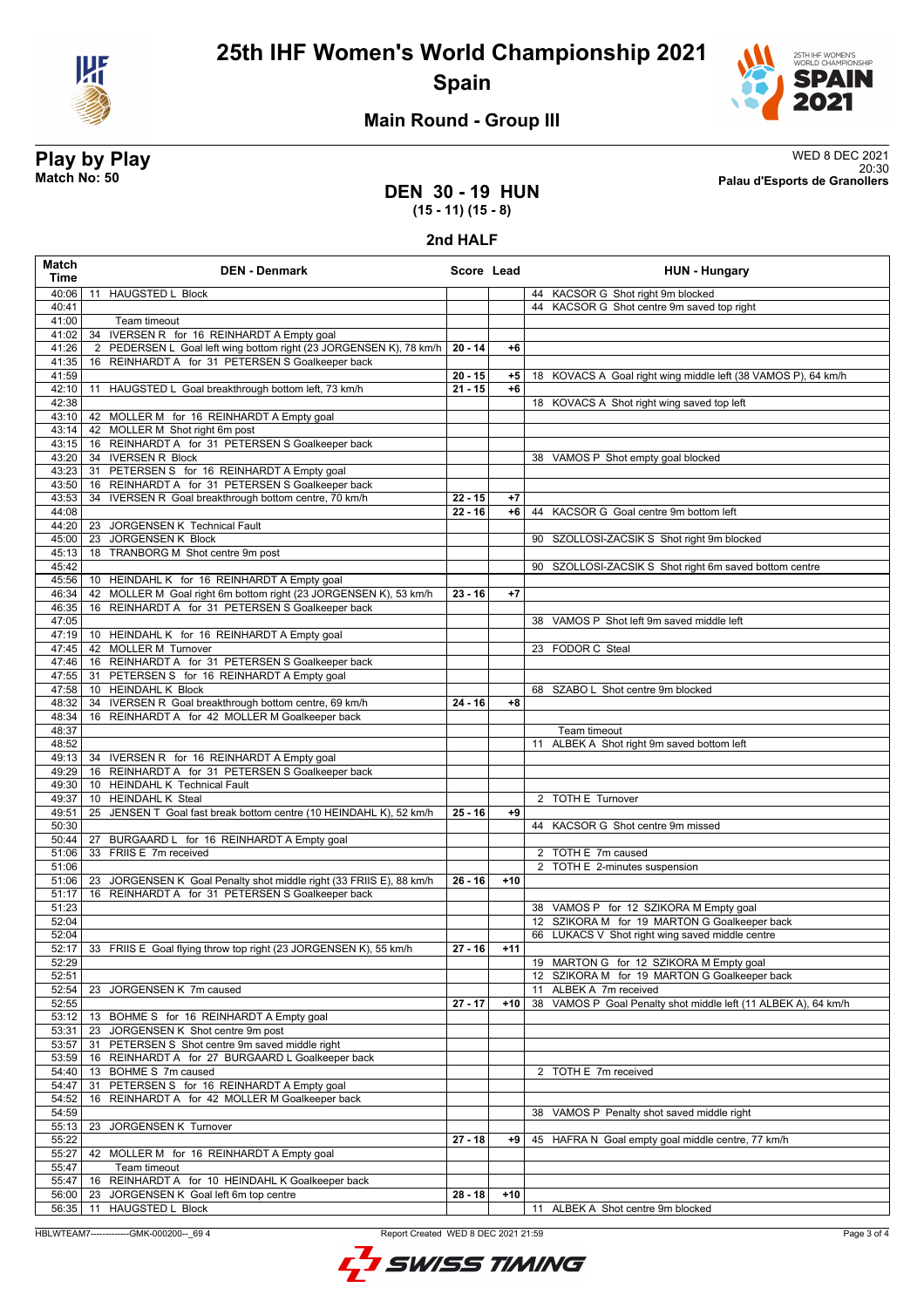# 25th IHF Women's World Championship 2021

## Spain

### Main Round - Group III

**Play by Play**
**Match No: 50**

WED 8 DEC 2021
20:30
**Palau d'Esports de Granollers**

## DEN 30 - 19 HUN
**(15 - 11) (15 - 8)**

### 2nd HALF

| Match Time | DEN - Denmark | Score | Lead | HUN - Hungary |
|---|---|---|---|---|
| 40:06 | 11 HAUGSTED L Block | | | 44 KACSOR G Shot right 9m blocked |
| 40:41 | | | | 44 KACSOR G Shot centre 9m saved top right |
| 41:00 | Team timeout | | | |
| 41:02 | 34 IVERSEN R for 16 REINHARDT A Empty goal | | | |
| 41:26 | 2 PEDERSEN L Goal left wing bottom right (23 JORGENSEN K), 78 km/h | 20 - 14 | +6 | |
| 41:35 | 16 REINHARDT A for 31 PETERSEN S Goalkeeper back | | | |
| 41:59 | | 20 - 15 | +5 | 18 KOVACS A Goal right wing middle left (38 VAMOS P), 64 km/h |
| 42:10 | 11 HAUGSTED L Goal breakthrough bottom left, 73 km/h | 21 - 15 | +6 | |
| 42:38 | | | | 18 KOVACS A Shot right wing saved top left |
| 43:10 | 42 MOLLER M for 16 REINHARDT A Empty goal | | | |
| 43:14 | 42 MOLLER M Shot right 6m post | | | |
| 43:15 | 16 REINHARDT A for 31 PETERSEN S Goalkeeper back | | | |
| 43:20 | 34 IVERSEN R Block | | | 38 VAMOS P Shot empty goal blocked |
| 43:23 | 31 PETERSEN S for 16 REINHARDT A Empty goal | | | |
| 43:50 | 16 REINHARDT A for 31 PETERSEN S Goalkeeper back | | | |
| 43:53 | 34 IVERSEN R Goal breakthrough bottom centre, 70 km/h | 22 - 15 | +7 | |
| 44:08 | | 22 - 16 | +6 | 44 KACSOR G Goal centre 9m bottom left |
| 44:20 | 23 JORGENSEN K Technical Fault | | | |
| 45:00 | 23 JORGENSEN K Block | | | 90 SZOLLOSI-ZACSIK S Shot right 9m blocked |
| 45:13 | 18 TRANBORG M Shot centre 9m post | | | |
| 45:42 | | | | 90 SZOLLOSI-ZACSIK S Shot right 6m saved bottom centre |
| 45:56 | 10 HEINDAHL K for 16 REINHARDT A Empty goal | | | |
| 46:34 | 42 MOLLER M Goal right 6m bottom right (23 JORGENSEN K), 53 km/h | 23 - 16 | +7 | |
| 46:35 | 16 REINHARDT A for 31 PETERSEN S Goalkeeper back | | | |
| 47:05 | | | | 38 VAMOS P Shot left 9m saved middle left |
| 47:19 | 10 HEINDAHL K for 16 REINHARDT A Empty goal | | | |
| 47:45 | 42 MOLLER M Turnover | | | 23 FODOR C Steal |
| 47:46 | 16 REINHARDT A for 31 PETERSEN S Goalkeeper back | | | |
| 47:55 | 31 PETERSEN S for 16 REINHARDT A Empty goal | | | |
| 47:58 | 10 HEINDAHL K Block | | | 68 SZABO L Shot centre 9m blocked |
| 48:32 | 34 IVERSEN R Goal breakthrough bottom centre, 69 km/h | 24 - 16 | +8 | |
| 48:34 | 16 REINHARDT A for 42 MOLLER M Goalkeeper back | | | |
| 48:37 | | | | Team timeout |
| 48:52 | | | | 11 ALBEK A Shot right 9m saved bottom left |
| 49:13 | 34 IVERSEN R for 16 REINHARDT A Empty goal | | | |
| 49:29 | 16 REINHARDT A for 31 PETERSEN S Goalkeeper back | | | |
| 49:30 | 10 HEINDAHL K Technical Fault | | | |
| 49:37 | 10 HEINDAHL K Steal | | | 2 TOTH E Turnover |
| 49:51 | 25 JENSEN T Goal fast break bottom centre (10 HEINDAHL K), 52 km/h | 25 - 16 | +9 | |
| 50:30 | | | | 44 KACSOR G Shot centre 9m missed |
| 50:44 | 27 BURGAARD L for 16 REINHARDT A Empty goal | | | |
| 51:06 | 33 FRIIS E 7m received | | | 2 TOTH E 7m caused |
| 51:06 | | | | 2 TOTH E 2-minutes suspension |
| 51:06 | 23 JORGENSEN K Goal Penalty shot middle right (33 FRIIS E), 88 km/h | 26 - 16 | +10 | |
| 51:17 | 16 REINHARDT A for 31 PETERSEN S Goalkeeper back | | | |
| 51:23 | | | | 38 VAMOS P for 12 SZIKORA M Empty goal |
| 52:04 | | | | 12 SZIKORA M for 19 MARTON G Goalkeeper back |
| 52:04 | | | | 66 LUKACS V Shot right wing saved middle centre |
| 52:17 | 33 FRIIS E Goal flying throw top right (23 JORGENSEN K), 55 km/h | 27 - 16 | +11 | |
| 52:29 | | | | 19 MARTON G for 12 SZIKORA M Empty goal |
| 52:51 | | | | 12 SZIKORA M for 19 MARTON G Goalkeeper back |
| 52:54 | 23 JORGENSEN K 7m caused | | | 11 ALBEK A 7m received |
| 52:55 | | 27 - 17 | +10 | 38 VAMOS P Goal Penalty shot middle left (11 ALBEK A), 64 km/h |
| 53:12 | 13 BOHME S for 16 REINHARDT A Empty goal | | | |
| 53:31 | 23 JORGENSEN K Shot centre 9m post | | | |
| 53:57 | 31 PETERSEN S Shot centre 9m saved middle right | | | |
| 53:59 | 16 REINHARDT A for 27 BURGAARD L Goalkeeper back | | | |
| 54:40 | 13 BOHME S 7m caused | | | 2 TOTH E 7m received |
| 54:47 | 31 PETERSEN S for 16 REINHARDT A Empty goal | | | |
| 54:52 | 16 REINHARDT A for 42 MOLLER M Goalkeeper back | | | |
| 54:59 | | | | 38 VAMOS P Penalty shot saved middle right |
| 55:13 | 23 JORGENSEN K Turnover | | | |
| 55:22 | | 27 - 18 | +9 | 45 HAFRA N Goal empty goal middle centre, 77 km/h |
| 55:27 | 42 MOLLER M for 16 REINHARDT A Empty goal | | | |
| 55:47 | Team timeout | | | |
| 55:47 | 16 REINHARDT A for 10 HEINDAHL K Goalkeeper back | | | |
| 56:00 | 23 JORGENSEN K Goal left 6m top centre | 28 - 18 | +10 | |
| 56:35 | 11 HAUGSTED L Block | | | 11 ALBEK A Shot centre 9m blocked |

HBLWTEAM7-------------GMK-000200--_69 4 Report Created WED 8 DEC 2021 21:59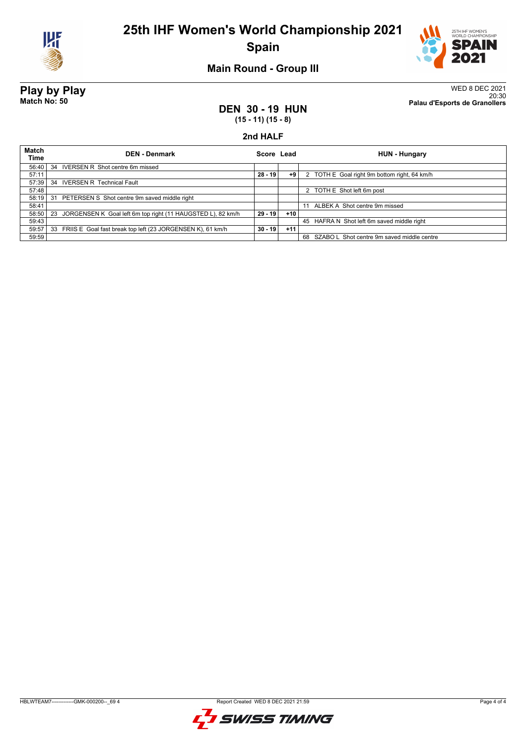# 25th IHF Women's World Championship 2021

## Spain

### Main Round - Group III

**Play by Play**
**Match No: 50**

WED 8 DEC 2021
20:30
**Palau d'Esports de Granollers**

## DEN 30 - 19 HUN
**(15 - 11) (15 - 8)**

### 2nd HALF

| Match Time | DEN - Denmark | Score | Lead | HUN - Hungary |
|---|---|---|---|---|
| 56:40 | 34 IVERSEN R Shot centre 6m missed | | | |
| 57:11 | | 28 - 19 | +9 | 2 TOTH E Goal right 9m bottom right, 64 km/h |
| 57:39 | 34 IVERSEN R Technical Fault | | | |
| 57:48 | | | | 2 TOTH E Shot left 6m post |
| 58:19 | 31 PETERSEN S Shot centre 9m saved middle right | | | |
| 58:41 | | | | 11 ALBEK A Shot centre 9m missed |
| 58:50 | 23 JORGENSEN K Goal left 6m top right (11 HAUGSTED L), 82 km/h | 29 - 19 | +10 | |
| 59:43 | | | | 45 HAFRA N Shot left 6m saved middle right |
| 59:57 | 33 FRIIS E Goal fast break top left (23 JORGENSEN K), 61 km/h | 30 - 19 | +11 | |
| 59:59 | | | | 68 SZABO L Shot centre 9m saved middle centre |

HBLWTEAM7-------------GMK-000200--_69 4 Report Created WED 8 DEC 2021 21:59